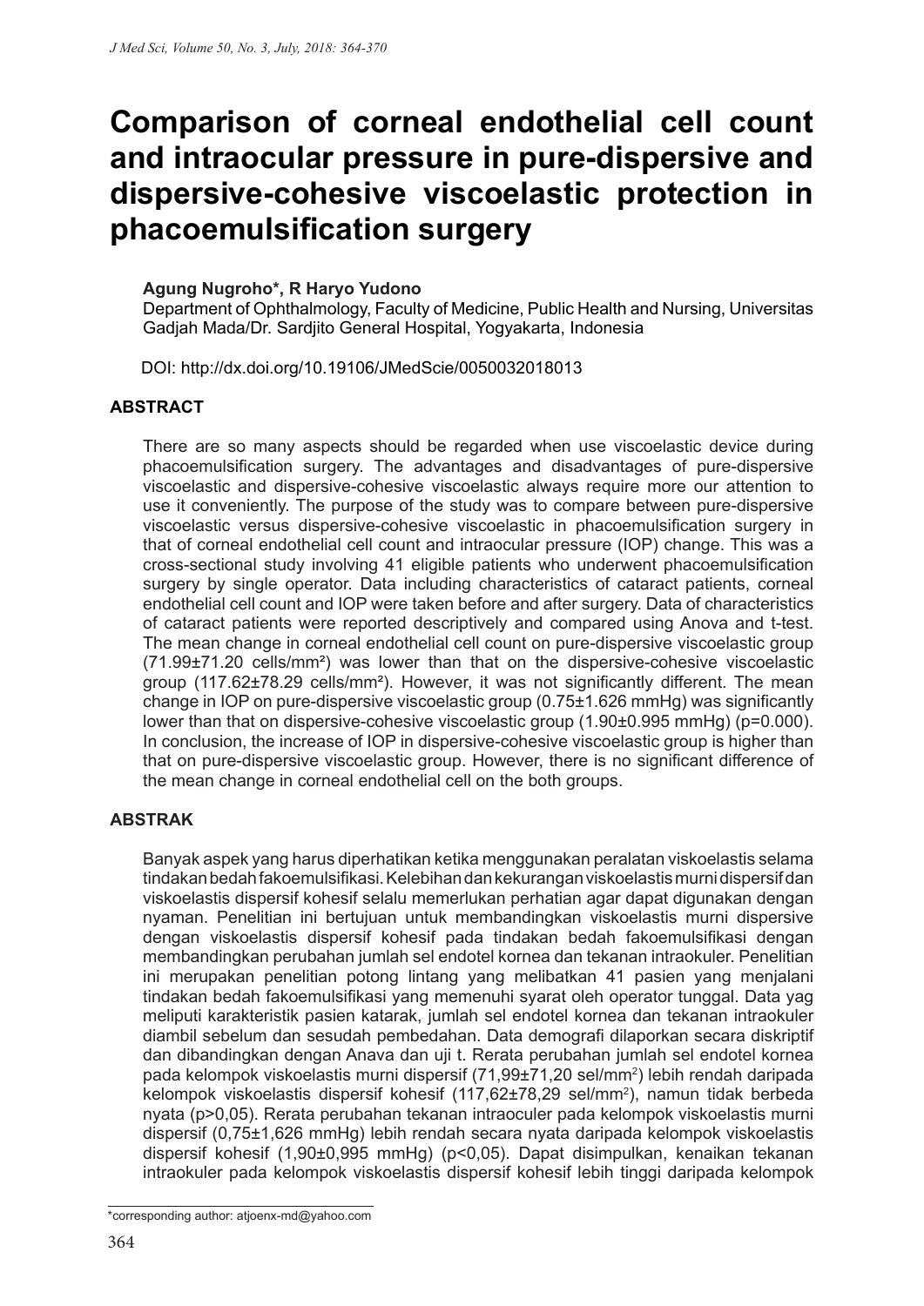# Comparison of corneal endothelial cell count and intraocular pressure in pure-dispersive and dispersive-cohesive viscoelastic protection in phacoemulsification surgery

**Agung Nugroho\*, R Haryo Yudono**

Department of Ophthalmology, Faculty of Medicine, Public Health and Nursing, Universitas Gadjah Mada/Dr. Sardjito General Hospital, Yogyakarta, Indonesia

DOI: http://dx.doi.org/10.19106/JMedScie/0050032018013

## ABSTRACT

There are so many aspects should be regarded when use viscoelastic device during phacoemulsification surgery. The advantages and disadvantages of pure-dispersive viscoelastic and dispersive-cohesive viscoelastic always require more our attention to use it conveniently. The purpose of the study was to compare between pure-dispersive viscoelastic versus dispersive-cohesive viscoelastic in phacoemulsification surgery in that of corneal endothelial cell count and intraocular pressure (IOP) change. This was a cross-sectional study involving 41 eligible patients who underwent phacoemulsification surgery by single operator. Data including characteristics of cataract patients, corneal endothelial cell count and IOP were taken before and after surgery. Data of characteristics of cataract patients were reported descriptively and compared using Anova and t-test. The mean change in corneal endothelial cell count on pure-dispersive viscoelastic group (71.99±71.20 cells/mm²) was lower than that on the dispersive-cohesive viscoelastic group (117.62±78.29 cells/mm²). However, it was not significantly different. The mean change in IOP on pure-dispersive viscoelastic group (0.75±1.626 mmHg) was significantly lower than that on dispersive-cohesive viscoelastic group (1.90±0.995 mmHg) ($p=0.000$). In conclusion, the increase of IOP in dispersive-cohesive viscoelastic group is higher than that on pure-dispersive viscoelastic group. However, there is no significant difference of the mean change in corneal endothelial cell on the both groups.

## ABSTRAK

Banyak aspek yang harus diperhatikan ketika menggunakan peralatan viskoelastis selama tindakan bedah fakoemulsifikasi. Kelebihan dan kekurangan viskoelastis murni dispersif dan viskoelastis dispersif kohesif selalu memerlukan perhatian agar dapat digunakan dengan nyaman. Penelitian ini bertujuan untuk membandingkan viskoelastis murni dispersive dengan viskoelastis dispersif kohesif pada tindakan bedah fakoemulsifikasi dengan membandingkan perubahan jumlah sel endotel kornea dan tekanan intraokuler. Penelitian ini merupakan penelitian potong lintang yang melibatkan 41 pasien yang menjalani tindakan bedah fakoemulsifikasi yang memenuhi syarat oleh operator tunggal. Data yag meliputi karakteristik pasien katarak, jumlah sel endotel kornea dan tekanan intraokuler diambil sebelum dan sesudah pembedahan. Data demografi dilaporkan secara diskriptif dan dibandingkan dengan Anava dan uji t. Rerata perubahan jumlah sel endotel kornea pada kelompok viskoelastis murni dispersif (71,99±71,20 sel/mm$^2$) lebih rendah daripada kelompok viskoelastis dispersif kohesif (117,62±78,29 sel/mm$^2$), namun tidak berbeda nyata ($p>0,05$). Rerata perubahan tekanan intraoculer pada kelompok viskoelastis murni dispersif (0,75±1,626 mmHg) lebih rendah secara nyata daripada kelompok viskoelastis dispersif kohesif (1,90±0,995 mmHg) ($p<0,05$). Dapat disimpulkan, kenaikan tekanan intraokuler pada kelompok viskoelastis dispersif kohesif lebih tinggi daripada kelompok

\*corresponding author: atjoenx-md@yahoo.com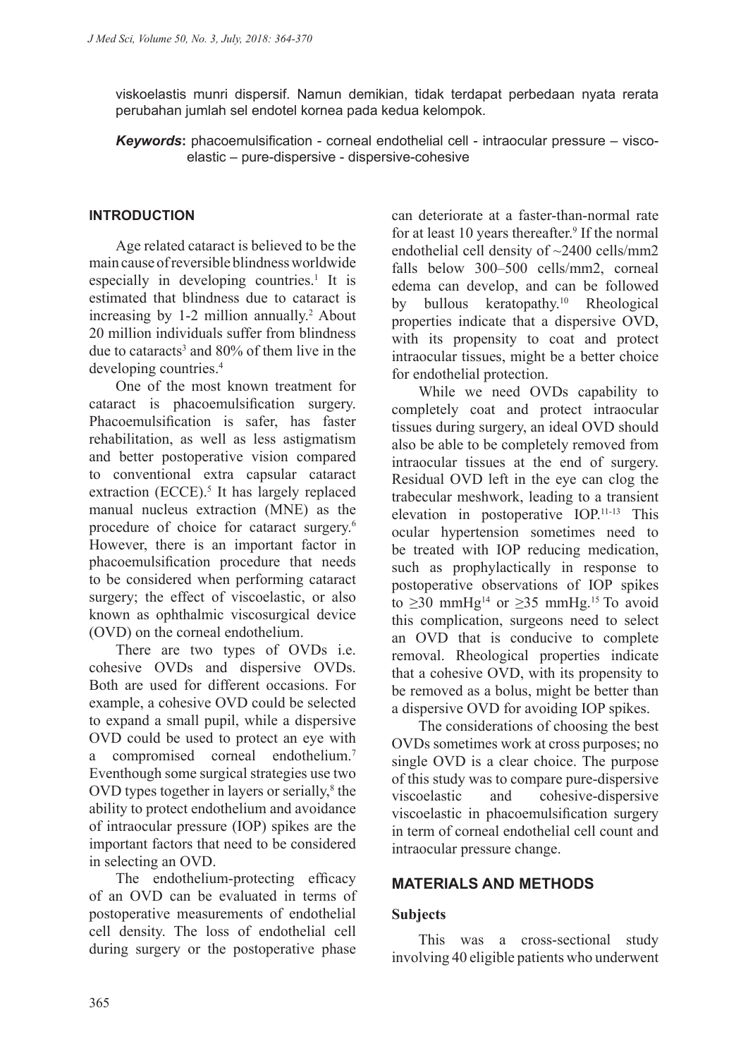viskoelastis munri dispersif. Namun demikian, tidak terdapat perbedaan nyata rerata perubahan jumlah sel endotel kornea pada kedua kelompok.

***Keywords*:** phacoemulsification - corneal endothelial cell - intraocular pressure – visco-elastic – pure-dispersive - dispersive-cohesive

## INTRODUCTION

Age related cataract is believed to be the main cause of reversible blindness worldwide especially in developing countries.[1] It is estimated that blindness due to cataract is increasing by 1-2 million annually.[2] About 20 million individuals suffer from blindness due to cataracts[3] and 80% of them live in the developing countries.[4]

One of the most known treatment for cataract is phacoemulsification surgery. Phacoemulsification is safer, has faster rehabilitation, as well as less astigmatism and better postoperative vision compared to conventional extra capsular cataract extraction (ECCE).[5] It has largely replaced manual nucleus extraction (MNE) as the procedure of choice for cataract surgery.[6] However, there is an important factor in phacoemulsification procedure that needs to be considered when performing cataract surgery; the effect of viscoelastic, or also known as ophthalmic viscosurgical device (OVD) on the corneal endothelium.

There are two types of OVDs i.e. cohesive OVDs and dispersive OVDs. Both are used for different occasions. For example, a cohesive OVD could be selected to expand a small pupil, while a dispersive OVD could be used to protect an eye with a compromised corneal endothelium.[7] Eventhough some surgical strategies use two OVD types together in layers or serially,[8] the ability to protect endothelium and avoidance of intraocular pressure (IOP) spikes are the important factors that need to be considered in selecting an OVD.

The endothelium-protecting efficacy of an OVD can be evaluated in terms of postoperative measurements of endothelial cell density. The loss of endothelial cell during surgery or the postoperative phase can deteriorate at a faster-than-normal rate for at least 10 years thereafter.[9] If the normal endothelial cell density of ~2400 cells/mm2 falls below 300–500 cells/mm2, corneal edema can develop, and can be followed by bullous keratopathy.[10] Rheological properties indicate that a dispersive OVD, with its propensity to coat and protect intraocular tissues, might be a better choice for endothelial protection.

While we need OVDs capability to completely coat and protect intraocular tissues during surgery, an ideal OVD should also be able to be completely removed from intraocular tissues at the end of surgery. Residual OVD left in the eye can clog the trabecular meshwork, leading to a transient elevation in postoperative IOP.[11-13] This ocular hypertension sometimes need to be treated with IOP reducing medication, such as prophylactically in response to postoperative observations of IOP spikes to ≥30 mmHg[14] or ≥35 mmHg.[15] To avoid this complication, surgeons need to select an OVD that is conducive to complete removal. Rheological properties indicate that a cohesive OVD, with its propensity to be removed as a bolus, might be better than a dispersive OVD for avoiding IOP spikes.

The considerations of choosing the best OVDs sometimes work at cross purposes; no single OVD is a clear choice. The purpose of this study was to compare pure-dispersive viscoelastic and cohesive-dispersive viscoelastic in phacoemulsification surgery in term of corneal endothelial cell count and intraocular pressure change.

## MATERIALS AND METHODS

### Subjects

This was a cross-sectional study involving 40 eligible patients who underwent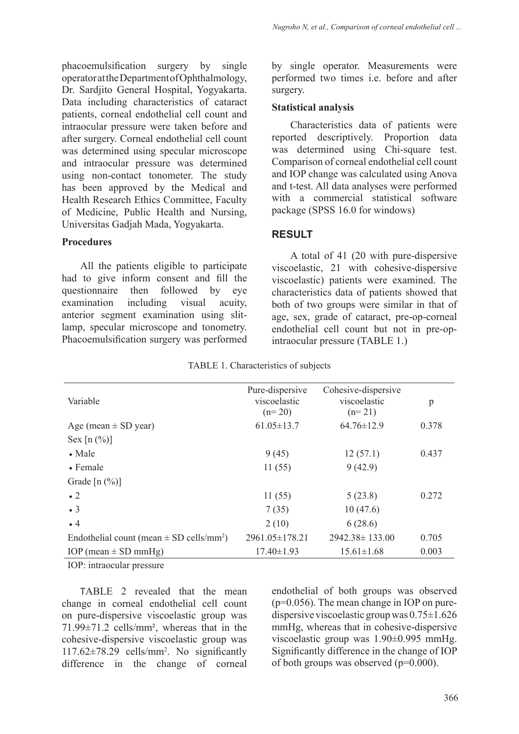phacoemulsification surgery by single operator at the Department of Ophthalmology, Dr. Sardjito General Hospital, Yogyakarta. Data including characteristics of cataract patients, corneal endothelial cell count and intraocular pressure were taken before and after surgery. Corneal endothelial cell count was determined using specular microscope and intraocular pressure was determined using non-contact tonometer. The study has been approved by the Medical and Health Research Ethics Committee, Faculty of Medicine, Public Health and Nursing, Universitas Gadjah Mada, Yogyakarta.

### Procedures

All the patients eligible to participate had to give inform consent and fill the questionnaire then followed by eye examination including visual acuity, anterior segment examination using slit-lamp, specular microscope and tonometry. Phacoemulsification surgery was performed by single operator. Measurements were performed two times i.e. before and after surgery.

### Statistical analysis

Characteristics data of patients were reported descriptively. Proportion data was determined using Chi-square test. Comparison of corneal endothelial cell count and IOP change was calculated using Anova and t-test. All data analyses were performed with a commercial statistical software package (SPSS 16.0 for windows)

## RESULT

A total of 41 (20 with pure-dispersive viscoelastic, 21 with cohesive-dispersive viscoelastic) patients were examined. The characteristics data of patients showed that both of two groups were similar in that of age, sex, grade of cataract, pre-op-corneal endothelial cell count but not in pre-op-intraocular pressure (TABLE 1.)

TABLE 1. Characteristics of subjects

| Variable | Pure-dispersive viscoelastic (n= 20) | Cohesive-dispersive viscoelastic (n= 21) | p |
|---|---|---|---|
| Age (mean ± SD year) | 61.05±13.7 | 64.76±12.9 | 0.378 |
| Sex [n (%)] | | | |
| • Male | 9 (45) | 12 (57.1) | 0.437 |
| • Female | 11 (55) | 9 (42.9) | |
| Grade [n (%)] | | | |
| • 2 | 11 (55) | 5 (23.8) | 0.272 |
| • 3 | 7 (35) | 10 (47.6) | |
| • 4 | 2 (10) | 6 (28.6) | |
| Endothelial count (mean ± SD cells/mm$^2$) | 2961.05±178.21 | 2942.38± 133.00 | 0.705 |
| IOP (mean ± SD mmHg) | 17.40±1.93 | 15.61±1.68 | 0.003 |

IOP: intraocular pressure

TABLE 2 revealed that the mean change in corneal endothelial cell count on pure-dispersive viscoelastic group was 71.99±71.2 cells/mm², whereas that in the cohesive-dispersive viscoelastic group was 117.62±78.29 cells/mm$^2$. No significantly difference in the change of corneal endothelial of both groups was observed (p=0.056). The mean change in IOP on pure-dispersive viscoelastic group was 0.75±1.626 mmHg, whereas that in cohesive-dispersive viscoelastic group was 1.90±0.995 mmHg. Significantly difference in the change of IOP of both groups was observed (p=0.000).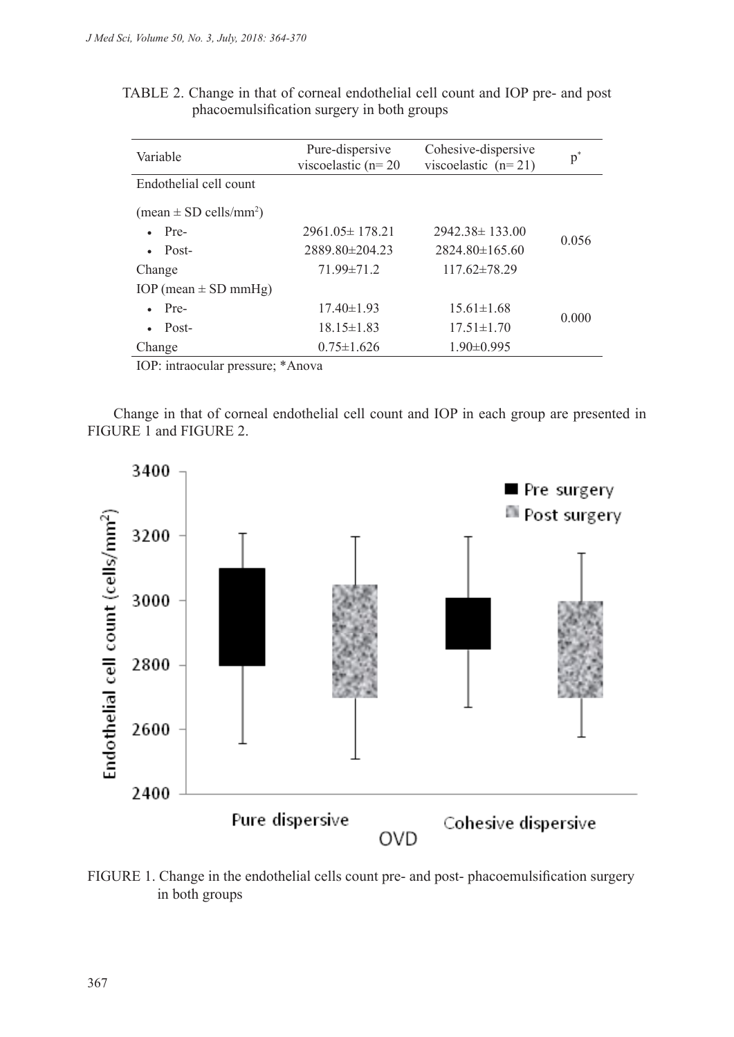TABLE 2. Change in that of corneal endothelial cell count and IOP pre- and post phacoemulsification surgery in both groups

| Variable | Pure-dispersive viscoelastic (n= 20 | Cohesive-dispersive viscoelastic (n= 21) | p* |
|---|---|---|---|
| Endothelial cell count | | | |
| (mean ± SD cells/mm²) | | | |
| • Pre- | 2961.05± 178.21 | 2942.38± 133.00 | 0.056 |
| • Post- | 2889.80±204.23 | 2824.80±165.60 | |
| Change | 71.99±71.2 | 117.62±78.29 | |
| IOP (mean ± SD mmHg) | | | |
| • Pre- | 17.40±1.93 | 15.61±1.68 | 0.000 |
| • Post- | 18.15±1.83 | 17.51±1.70 | |
| Change | 0.75±1.626 | 1.90±0.995 | |

IOP: intraocular pressure; *Anova

Change in that of corneal endothelial cell count and IOP in each group are presented in FIGURE 1 and FIGURE 2.

FIGURE 1. Change in the endothelial cells count pre- and post- phacoemulsification surgery in both groups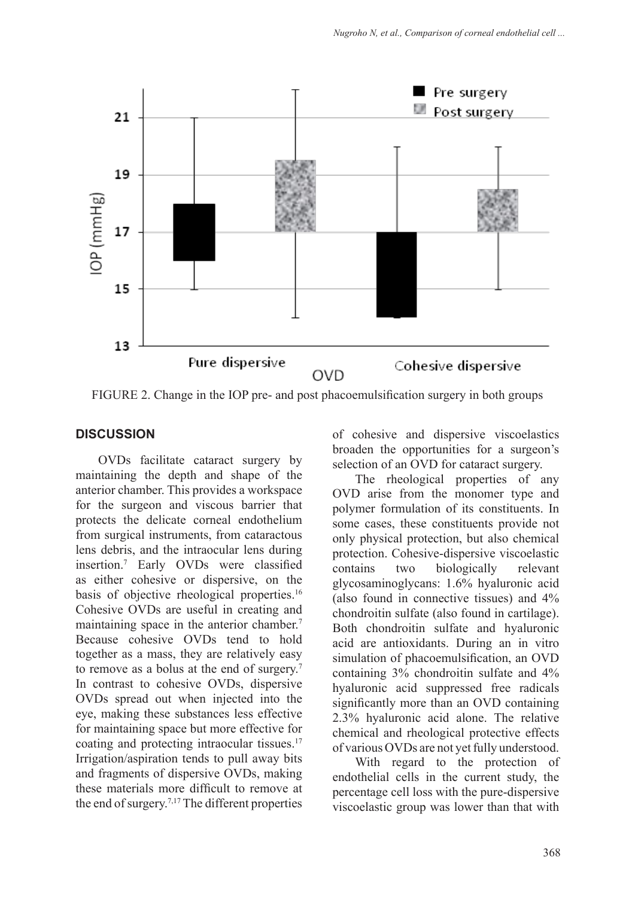FIGURE 2. Change in the IOP pre- and post phacoemulsification surgery in both groups

## DISCUSSION

OVDs facilitate cataract surgery by maintaining the depth and shape of the anterior chamber. This provides a workspace for the surgeon and viscous barrier that protects the delicate corneal endothelium from surgical instruments, from cataractous lens debris, and the intraocular lens during insertion.[7] Early OVDs were classified as either cohesive or dispersive, on the basis of objective rheological properties.[16] Cohesive OVDs are useful in creating and maintaining space in the anterior chamber.[7] Because cohesive OVDs tend to hold together as a mass, they are relatively easy to remove as a bolus at the end of surgery.[7] In contrast to cohesive OVDs, dispersive OVDs spread out when injected into the eye, making these substances less effective for maintaining space but more effective for coating and protecting intraocular tissues.[17] Irrigation/aspiration tends to pull away bits and fragments of dispersive OVDs, making these materials more difficult to remove at the end of surgery.[7,17] The different properties of cohesive and dispersive viscoelastics broaden the opportunities for a surgeon's selection of an OVD for cataract surgery.

The rheological properties of any OVD arise from the monomer type and polymer formulation of its constituents. In some cases, these constituents provide not only physical protection, but also chemical protection. Cohesive-dispersive viscoelastic contains two biologically relevant glycosaminoglycans: 1.6% hyaluronic acid (also found in connective tissues) and 4% chondroitin sulfate (also found in cartilage). Both chondroitin sulfate and hyaluronic acid are antioxidants. During an in vitro simulation of phacoemulsification, an OVD containing 3% chondroitin sulfate and 4% hyaluronic acid suppressed free radicals significantly more than an OVD containing 2.3% hyaluronic acid alone. The relative chemical and rheological protective effects of various OVDs are not yet fully understood.

With regard to the protection of endothelial cells in the current study, the percentage cell loss with the pure-dispersive viscoelastic group was lower than that with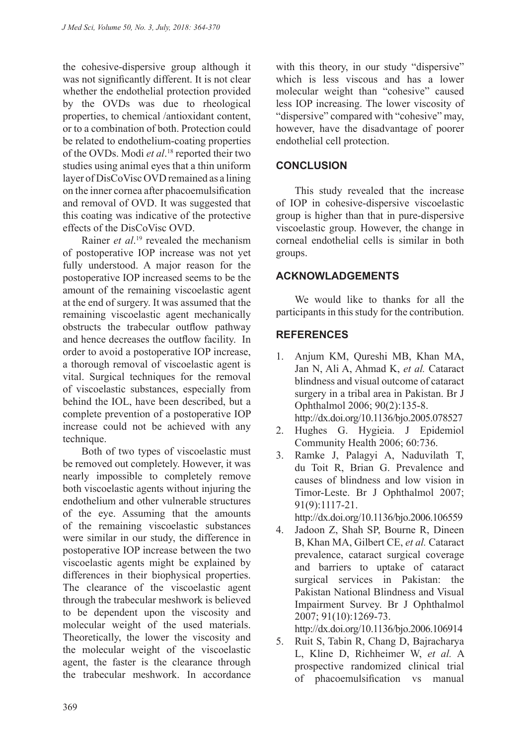the cohesive-dispersive group although it was not significantly different. It is not clear whether the endothelial protection provided by the OVDs was due to rheological properties, to chemical /antioxidant content, or to a combination of both. Protection could be related to endothelium-coating properties of the OVDs. Modi *et al*.[18] reported their two studies using animal eyes that a thin uniform layer of DisCoVisc OVD remained as a lining on the inner cornea after phacoemulsification and removal of OVD. It was suggested that this coating was indicative of the protective effects of the DisCoVisc OVD.

Rainer *et al*.[19] revealed the mechanism of postoperative IOP increase was not yet fully understood. A major reason for the postoperative IOP increased seems to be the amount of the remaining viscoelastic agent at the end of surgery. It was assumed that the remaining viscoelastic agent mechanically obstructs the trabecular outflow pathway and hence decreases the outflow facility. In order to avoid a postoperative IOP increase, a thorough removal of viscoelastic agent is vital. Surgical techniques for the removal of viscoelastic substances, especially from behind the IOL, have been described, but a complete prevention of a postoperative IOP increase could not be achieved with any technique.

Both of two types of viscoelastic must be removed out completely. However, it was nearly impossible to completely remove both viscoelastic agents without injuring the endothelium and other vulnerable structures of the eye. Assuming that the amounts of the remaining viscoelastic substances were similar in our study, the difference in postoperative IOP increase between the two viscoelastic agents might be explained by differences in their biophysical properties. The clearance of the viscoelastic agent through the trabecular meshwork is believed to be dependent upon the viscosity and molecular weight of the used materials. Theoretically, the lower the viscosity and the molecular weight of the viscoelastic agent, the faster is the clearance through the trabecular meshwork. In accordance with this theory, in our study "dispersive" which is less viscous and has a lower molecular weight than "cohesive" caused less IOP increasing. The lower viscosity of "dispersive" compared with "cohesive" may, however, have the disadvantage of poorer endothelial cell protection.

## CONCLUSION

This study revealed that the increase of IOP in cohesive-dispersive viscoelastic group is higher than that in pure-dispersive viscoelastic group. However, the change in corneal endothelial cells is similar in both groups.

## ACKNOWLADGEMENTS

We would like to thanks for all the participants in this study for the contribution.

## REFERENCES

1. Anjum KM, Qureshi MB, Khan MA, Jan N, Ali A, Ahmad K, *et al.* Cataract blindness and visual outcome of cataract surgery in a tribal area in Pakistan. Br J Ophthalmol 2006; 90(2):135-8. http://dx.doi.org/10.1136/bjo.2005.078527
2. Hughes G. Hygieia. J Epidemiol Community Health 2006; 60:736.
3. Ramke J, Palagyi A, Naduvilath T, du Toit R, Brian G. Prevalence and causes of blindness and low vision in Timor-Leste. Br J Ophthalmol 2007; 91(9):1117-21. http://dx.doi.org/10.1136/bjo.2006.106559
4. Jadoon Z, Shah SP, Bourne R, Dineen B, Khan MA, Gilbert CE, *et al.* Cataract prevalence, cataract surgical coverage and barriers to uptake of cataract surgical services in Pakistan: the Pakistan National Blindness and Visual Impairment Survey. Br J Ophthalmol 2007; 91(10):1269-73. http://dx.doi.org/10.1136/bjo.2006.106914
5. Ruit S, Tabin R, Chang D, Bajracharya L, Kline D, Richheimer W, *et al.* A prospective randomized clinical trial of phacoemulsification vs manual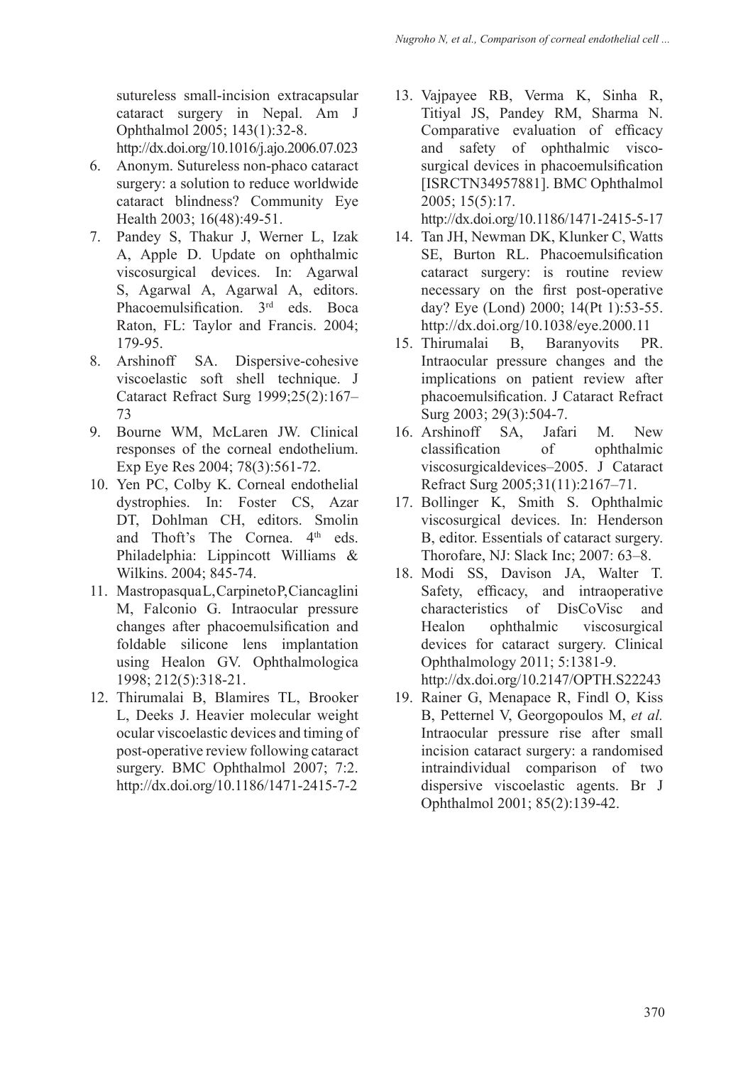sutureless small-incision extracapsular cataract surgery in Nepal. Am J Ophthalmol 2005; 143(1):32-8. http://dx.doi.org/10.1016/j.ajo.2006.07.023

6. Anonym. Sutureless non-phaco cataract surgery: a solution to reduce worldwide cataract blindness? Community Eye Health 2003; 16(48):49-51.
7. Pandey S, Thakur J, Werner L, Izak A, Apple D. Update on ophthalmic viscosurgical devices. In: Agarwal S, Agarwal A, Agarwal A, editors. Phacoemulsification. 3rd eds. Boca Raton, FL: Taylor and Francis. 2004; 179-95.
8. Arshinoff SA. Dispersive-cohesive viscoelastic soft shell technique. J Cataract Refract Surg 1999;25(2):167–73
9. Bourne WM, McLaren JW. Clinical responses of the corneal endothelium. Exp Eye Res 2004; 78(3):561-72.
10. Yen PC, Colby K. Corneal endothelial dystrophies. In: Foster CS, Azar DT, Dohlman CH, editors. Smolin and Thoft's The Cornea. 4th eds. Philadelphia: Lippincott Williams & Wilkins. 2004; 845-74.
11. Mastropasqua L, Carpineto P, Ciancaglini M, Falconio G. Intraocular pressure changes after phacoemulsification and foldable silicone lens implantation using Healon GV. Ophthalmologica 1998; 212(5):318-21.
12. Thirumalai B, Blamires TL, Brooker L, Deeks J. Heavier molecular weight ocular viscoelastic devices and timing of post-operative review following cataract surgery. BMC Ophthalmol 2007; 7:2. http://dx.doi.org/10.1186/1471-2415-7-2
13. Vajpayee RB, Verma K, Sinha R, Titiyal JS, Pandey RM, Sharma N. Comparative evaluation of efficacy and safety of ophthalmic visco-surgical devices in phacoemulsification [ISRCTN34957881]. BMC Ophthalmol 2005; 15(5):17. http://dx.doi.org/10.1186/1471-2415-5-17
14. Tan JH, Newman DK, Klunker C, Watts SE, Burton RL. Phacoemulsification cataract surgery: is routine review necessary on the first post-operative day? Eye (Lond) 2000; 14(Pt 1):53-55. http://dx.doi.org/10.1038/eye.2000.11
15. Thirumalai B, Baranyovits PR. Intraocular pressure changes and the implications on patient review after phacoemulsification. J Cataract Refract Surg 2003; 29(3):504-7.
16. Arshinoff SA, Jafari M. New classification of ophthalmic viscosurgicaldevices–2005. J Cataract Refract Surg 2005;31(11):2167–71.
17. Bollinger K, Smith S. Ophthalmic viscosurgical devices. In: Henderson B, editor. Essentials of cataract surgery. Thorofare, NJ: Slack Inc; 2007: 63–8.
18. Modi SS, Davison JA, Walter T. Safety, efficacy, and intraoperative characteristics of DisCoVisc and Healon ophthalmic viscosurgical devices for cataract surgery. Clinical Ophthalmology 2011; 5:1381-9. http://dx.doi.org/10.2147/OPTH.S22243
19. Rainer G, Menapace R, Findl O, Kiss B, Petternel V, Georgopoulos M, *et al.* Intraocular pressure rise after small incision cataract surgery: a randomised intraindividual comparison of two dispersive viscoelastic agents. Br J Ophthalmol 2001; 85(2):139-42.